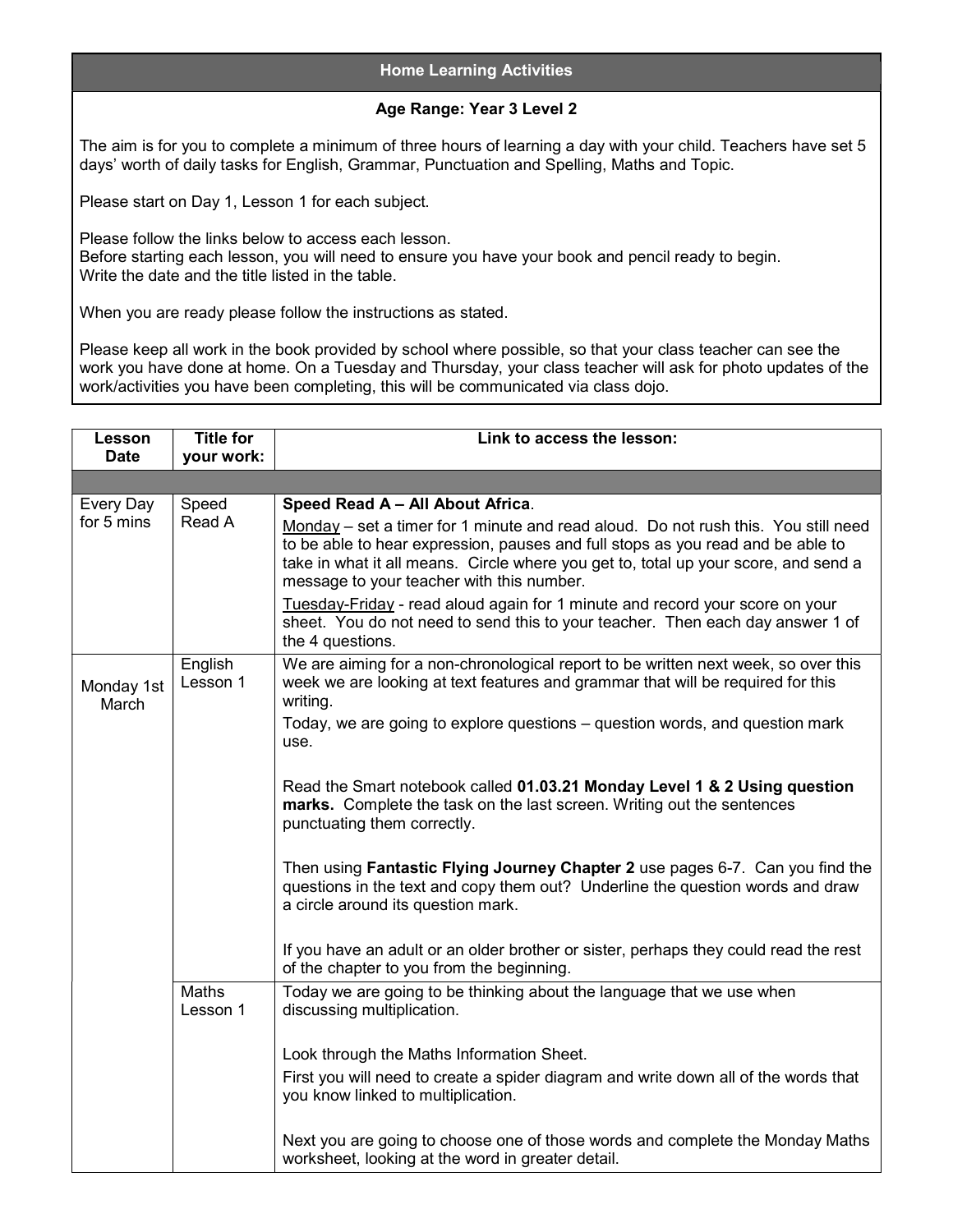## Home Learning Activities

**Age Range: Year 3 Level 2**

The aim is for you to complete a minimum of three hours of learning a day with your child. Teachers have set 5 days' worth of daily tasks for English, Grammar, Punctuation and Spelling, Maths and Topic.

Please start on Day 1, Lesson 1 for each subject.

Please follow the links below to access each lesson.
Before starting each lesson, you will need to ensure you have your book and pencil ready to begin.
Write the date and the title listed in the table.

When you are ready please follow the instructions as stated.

Please keep all work in the book provided by school where possible, so that your class teacher can see the work you have done at home. On a Tuesday and Thursday, your class teacher will ask for photo updates of the work/activities you have been completing, this will be communicated via class dojo.

| Lesson Date | Title for your work: | Link to access the lesson: |
|---|---|---|
| | | |
| Every Day for 5 mins | Speed Read A | **Speed Read A – All About Africa**.<br><br>Monday – set a timer for 1 minute and read aloud. Do not rush this. You still need to be able to hear expression, pauses and full stops as you read and be able to take in what it all means. Circle where you get to, total up your score, and send a message to your teacher with this number.<br><br>Tuesday-Friday - read aloud again for 1 minute and record your score on your sheet. You do not need to send this to your teacher. Then each day answer 1 of the 4 questions. |
| Monday 1st March | English Lesson 1 | We are aiming for a non-chronological report to be written next week, so over this week we are looking at text features and grammar that will be required for this writing.<br><br>Today, we are going to explore questions – question words, and question mark use.<br><br>Read the Smart notebook called **01.03.21 Monday Level 1 & 2 Using question marks.** Complete the task on the last screen. Writing out the sentences punctuating them correctly.<br><br>Then using **Fantastic Flying Journey Chapter 2** use pages 6-7. Can you find the questions in the text and copy them out? Underline the question words and draw a circle around its question mark.<br><br>If you have an adult or an older brother or sister, perhaps they could read the rest of the chapter to you from the beginning. |
| | Maths Lesson 1 | Today we are going to be thinking about the language that we use when discussing multiplication.<br><br>Look through the Maths Information Sheet.<br><br>First you will need to create a spider diagram and write down all of the words that you know linked to multiplication.<br><br>Next you are going to choose one of those words and complete the Monday Maths worksheet, looking at the word in greater detail. |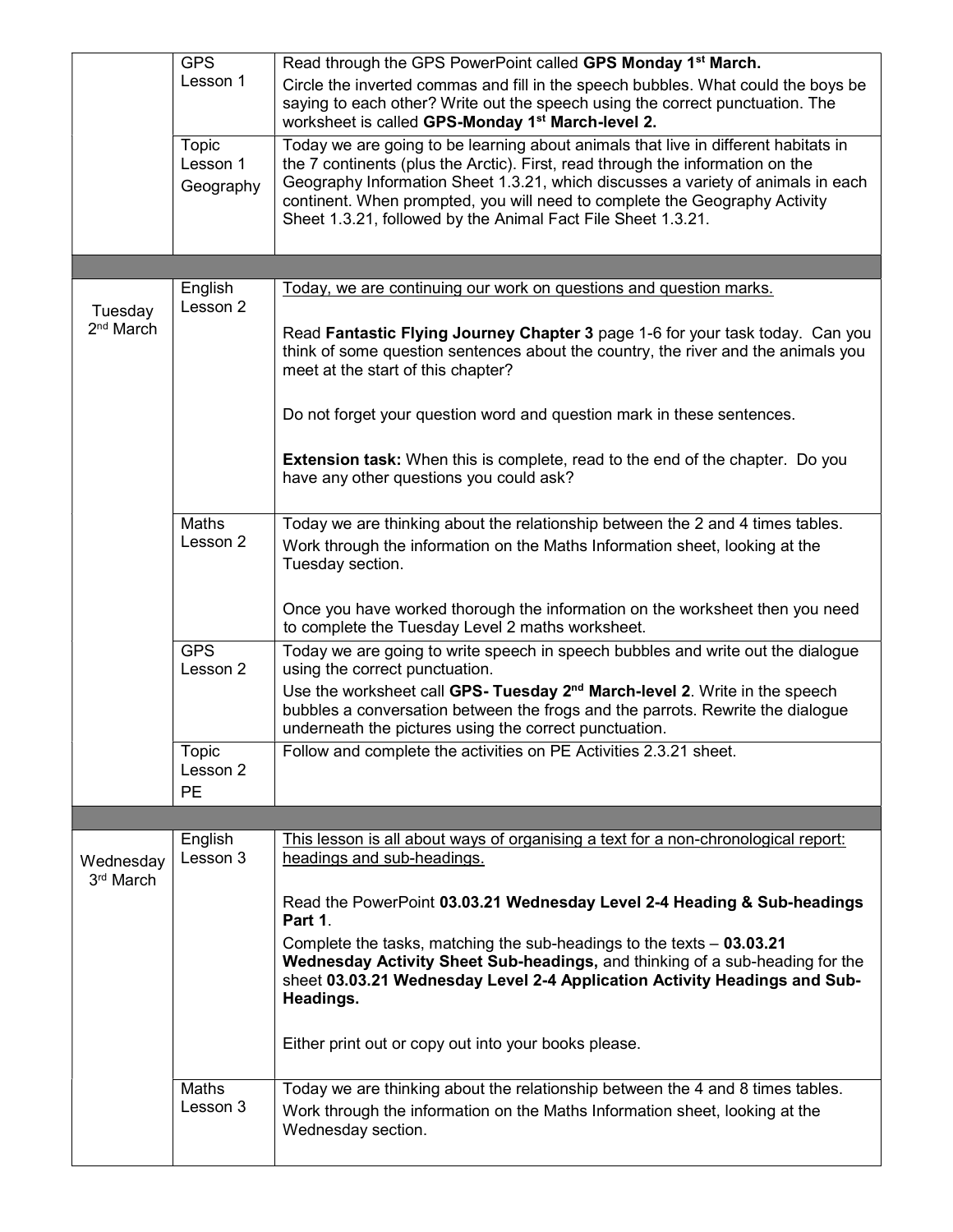| | | |
|---|---|---|
| | GPS Lesson 1 | Read through the GPS PowerPoint called **GPS Monday 1st March.**<br>Circle the inverted commas and fill in the speech bubbles. What could the boys be saying to each other? Write out the speech using the correct punctuation. The worksheet is called **GPS-Monday 1st March-level 2.** |
| | Topic Lesson 1 Geography | Today we are going to be learning about animals that live in different habitats in the 7 continents (plus the Arctic). First, read through the information on the Geography Information Sheet 1.3.21, which discusses a variety of animals in each continent. When prompted, you will need to complete the Geography Activity Sheet 1.3.21, followed by the Animal Fact File Sheet 1.3.21. |
| | | |
| Tuesday 2nd March | English Lesson 2 | Today, we are continuing our work on questions and question marks.<br><br>Read **Fantastic Flying Journey Chapter 3** page 1-6 for your task today. Can you think of some question sentences about the country, the river and the animals you meet at the start of this chapter?<br><br>Do not forget your question word and question mark in these sentences.<br><br>**Extension task:** When this is complete, read to the end of the chapter. Do you have any other questions you could ask? |
| | Maths Lesson 2 | Today we are thinking about the relationship between the 2 and 4 times tables.<br>Work through the information on the Maths Information sheet, looking at the Tuesday section.<br><br>Once you have worked thorough the information on the worksheet then you need to complete the Tuesday Level 2 maths worksheet. |
| | GPS Lesson 2 | Today we are going to write speech in speech bubbles and write out the dialogue using the correct punctuation.<br>Use the worksheet call **GPS- Tuesday 2nd March-level 2**. Write in the speech bubbles a conversation between the frogs and the parrots. Rewrite the dialogue underneath the pictures using the correct punctuation. |
| | Topic Lesson 2 PE | Follow and complete the activities on PE Activities 2.3.21 sheet. |
| | | |
| Wednesday 3rd March | English Lesson 3 | This lesson is all about ways of organising a text for a non-chronological report: headings and sub-headings.<br><br>Read the PowerPoint **03.03.21 Wednesday Level 2-4 Heading & Sub-headings Part 1**.<br>Complete the tasks, matching the sub-headings to the texts – **03.03.21 Wednesday Activity Sheet Sub-headings,** and thinking of a sub-heading for the sheet **03.03.21 Wednesday Level 2-4 Application Activity Headings and Sub-Headings.**<br><br>Either print out or copy out into your books please. |
| | Maths Lesson 3 | Today we are thinking about the relationship between the 4 and 8 times tables.<br>Work through the information on the Maths Information sheet, looking at the Wednesday section. |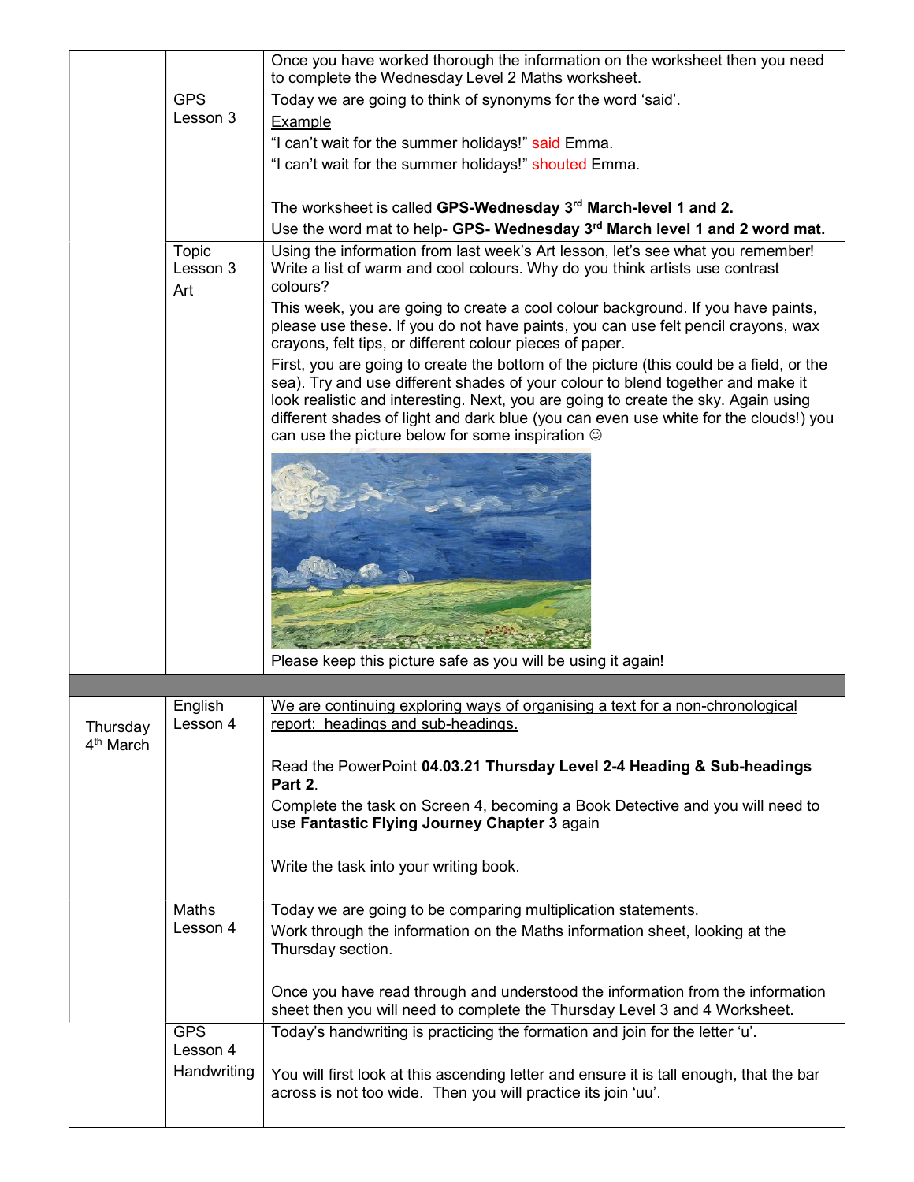| | | |
|---|---|---|
| | | Once you have worked thorough the information on the worksheet then you need to complete the Wednesday Level 2 Maths worksheet. |
| | GPS Lesson 3 | Today we are going to think of synonyms for the word 'said'.<br>Example<br>"I can't wait for the summer holidays!" said Emma.<br>"I can't wait for the summer holidays!" shouted Emma.<br><br>The worksheet is called **GPS-Wednesday 3rd March-level 1 and 2.**<br>Use the word mat to help- **GPS- Wednesday 3rd March level 1 and 2 word mat.** |
| | Topic Lesson 3 Art | Using the information from last week's Art lesson, let's see what you remember! Write a list of warm and cool colours. Why do you think artists use contrast colours?<br>This week, you are going to create a cool colour background. If you have paints, please use these. If you do not have paints, you can use felt pencil crayons, wax crayons, felt tips, or different colour pieces of paper.<br>First, you are going to create the bottom of the picture (this could be a field, or the sea). Try and use different shades of your colour to blend together and make it look realistic and interesting. Next, you are going to create the sky. Again using different shades of light and dark blue (you can even use white for the clouds!) you can use the picture below for some inspiration ☺<br><br>Please keep this picture safe as you will be using it again! |
| | | |
| Thursday 4th March | English Lesson 4 | We are continuing exploring ways of organising a text for a non-chronological report: headings and sub-headings.<br><br>Read the PowerPoint **04.03.21 Thursday Level 2-4 Heading & Sub-headings Part 2**.<br>Complete the task on Screen 4, becoming a Book Detective and you will need to use **Fantastic Flying Journey Chapter 3** again<br><br>Write the task into your writing book. |
| | Maths Lesson 4 | Today we are going to be comparing multiplication statements.<br>Work through the information on the Maths information sheet, looking at the Thursday section.<br><br>Once you have read through and understood the information from the information sheet then you will need to complete the Thursday Level 3 and 4 Worksheet. |
| | GPS Lesson 4 Handwriting | Today's handwriting is practicing the formation and join for the letter 'u'.<br><br>You will first look at this ascending letter and ensure it is tall enough, that the bar across is not too wide. Then you will practice its join 'uu'. |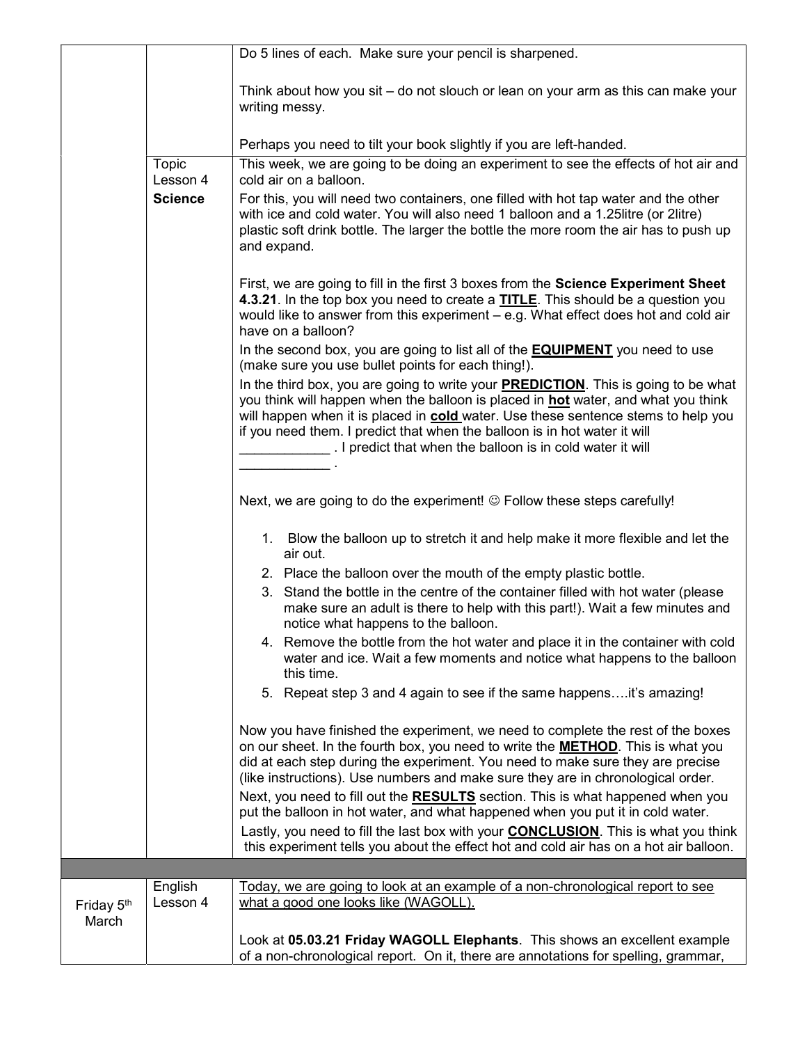| | | |
|---|---|---|
| | | Do 5 lines of each. Make sure your pencil is sharpened.<br><br>Think about how you sit – do not slouch or lean on your arm as this can make your writing messy.<br><br>Perhaps you need to tilt your book slightly if you are left-handed. |
| | Topic Lesson 4<br>**Science** | This week, we are going to be doing an experiment to see the effects of hot air and cold air on a balloon.<br>For this, you will need two containers, one filled with hot tap water and the other with ice and cold water. You will also need 1 balloon and a 1.25litre (or 2litre) plastic soft drink bottle. The larger the bottle the more room the air has to push up and expand.<br><br>First, we are going to fill in the first 3 boxes from the **Science Experiment Sheet 4.3.21**. In the top box you need to create a <u>**TITLE**</u>. This should be a question you would like to answer from this experiment – e.g. What effect does hot and cold air have on a balloon?<br>In the second box, you are going to list all of the <u>**EQUIPMENT**</u> you need to use (make sure you use bullet points for each thing!).<br>In the third box, you are going to write your <u>**PREDICTION**</u>. This is going to be what you think will happen when the balloon is placed in <u>**hot**</u> water, and what you think will happen when it is placed in <u>**cold**</u> water. Use these sentence stems to help you if you need them. I predict that when the balloon is in hot water it will ____________ . I predict that when the balloon is in cold water it will ____________ .<br><br>Next, we are going to do the experiment! ☺ Follow these steps carefully!<br><br>1. Blow the balloon up to stretch it and help make it more flexible and let the air out.<br>2. Place the balloon over the mouth of the empty plastic bottle.<br>3. Stand the bottle in the centre of the container filled with hot water (please make sure an adult is there to help with this part!). Wait a few minutes and notice what happens to the balloon.<br>4. Remove the bottle from the hot water and place it in the container with cold water and ice. Wait a few moments and notice what happens to the balloon this time.<br>5. Repeat step 3 and 4 again to see if the same happens….it's amazing!<br><br>Now you have finished the experiment, we need to complete the rest of the boxes on our sheet. In the fourth box, you need to write the <u>**METHOD**</u>. This is what you did at each step during the experiment. You need to make sure they are precise (like instructions). Use numbers and make sure they are in chronological order.<br>Next, you need to fill out the <u>**RESULTS**</u> section. This is what happened when you put the balloon in hot water, and what happened when you put it in cold water.<br>Lastly, you need to fill the last box with your <u>**CONCLUSION**</u>. This is what you think this experiment tells you about the effect hot and cold air has on a hot air balloon. |
| | | |
| Friday 5th March | English Lesson 4 | <u>Today, we are going to look at an example of a non-chronological report to see what a good one looks like (WAGOLL).</u><br><br>Look at **05.03.21 Friday WAGOLL Elephants**. This shows an excellent example of a non-chronological report. On it, there are annotations for spelling, grammar, |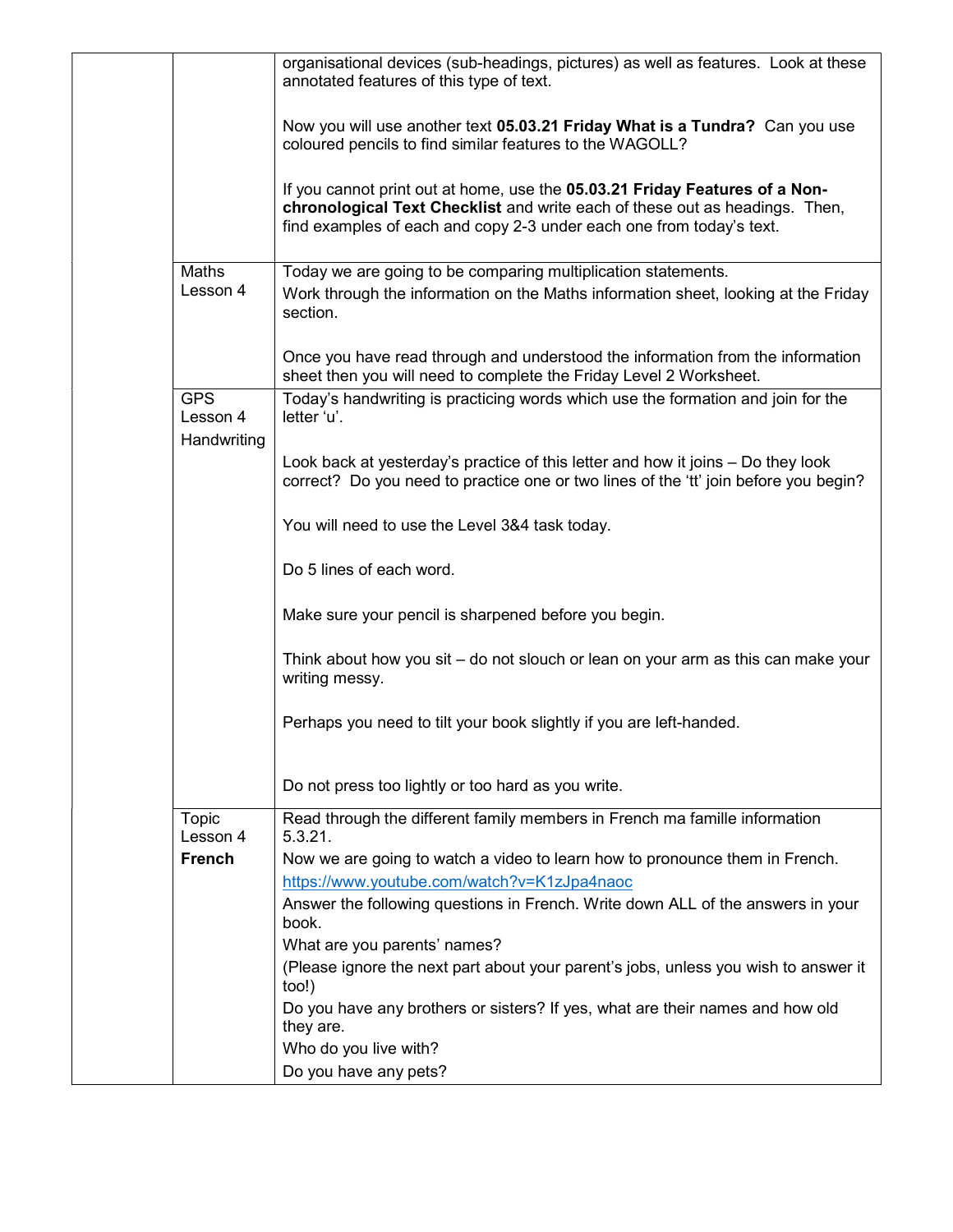| | | |
|---|---|---|
| | | organisational devices (sub-headings, pictures) as well as features. Look at these annotated features of this type of text.<br><br>Now you will use another text **05.03.21 Friday What is a Tundra?** Can you use coloured pencils to find similar features to the WAGOLL?<br><br>If you cannot print out at home, use the **05.03.21 Friday Features of a Non-chronological Text Checklist** and write each of these out as headings. Then, find examples of each and copy 2-3 under each one from today's text. |
| | Maths<br>Lesson 4 | Today we are going to be comparing multiplication statements.<br>Work through the information on the Maths information sheet, looking at the Friday section.<br><br>Once you have read through and understood the information from the information sheet then you will need to complete the Friday Level 2 Worksheet. |
| | GPS<br>Lesson 4<br>Handwriting | Today's handwriting is practicing words which use the formation and join for the letter 'u'.<br><br>Look back at yesterday's practice of this letter and how it joins – Do they look correct? Do you need to practice one or two lines of the 'tt' join before you begin?<br><br>You will need to use the Level 3&4 task today.<br><br>Do 5 lines of each word.<br><br>Make sure your pencil is sharpened before you begin.<br><br>Think about how you sit – do not slouch or lean on your arm as this can make your writing messy.<br><br>Perhaps you need to tilt your book slightly if you are left-handed.<br><br>Do not press too lightly or too hard as you write. |
| | Topic<br>Lesson 4<br>**French** | Read through the different family members in French ma famille information 5.3.21.<br>Now we are going to watch a video to learn how to pronounce them in French.<br>https://www.youtube.com/watch?v=K1zJpa4naoc<br>Answer the following questions in French. Write down ALL of the answers in your book.<br>What are you parents' names?<br>(Please ignore the next part about your parent's jobs, unless you wish to answer it too!)<br>Do you have any brothers or sisters? If yes, what are their names and how old they are.<br>Who do you live with?<br>Do you have any pets? |